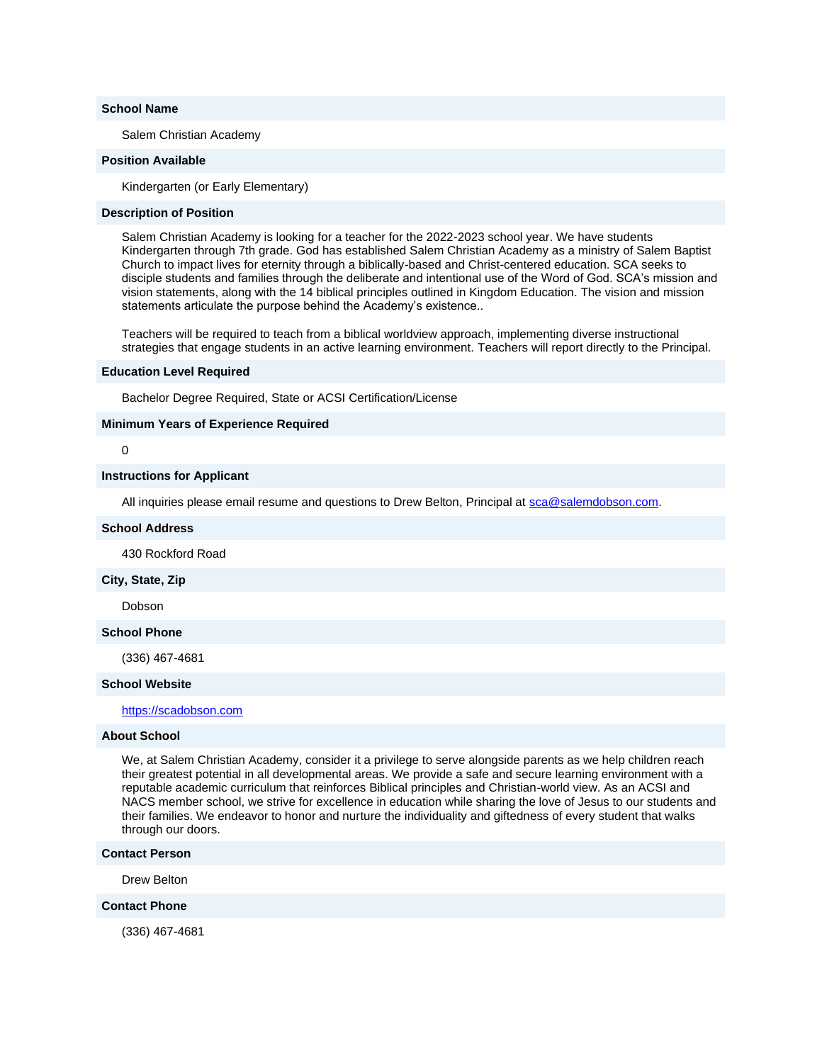**School Name**

Salem Christian Academy

**Position Available**

Kindergarten (or Early Elementary)

**Description of Position**

Salem Christian Academy is looking for a teacher for the 2022-2023 school year. We have students Kindergarten through 7th grade. God has established Salem Christian Academy as a ministry of Salem Baptist Church to impact lives for eternity through a biblically-based and Christ-centered education. SCA seeks to disciple students and families through the deliberate and intentional use of the Word of God. SCA's mission and vision statements, along with the 14 biblical principles outlined in Kingdom Education. The vision and mission statements articulate the purpose behind the Academy's existence..

Teachers will be required to teach from a biblical worldview approach, implementing diverse instructional strategies that engage students in an active learning environment. Teachers will report directly to the Principal.

**Education Level Required**

Bachelor Degree Required, State or ACSI Certification/License

**Minimum Years of Experience Required**

0

**Instructions for Applicant**

All inquiries please email resume and questions to Drew Belton, Principal at [sca@salemdobson.com](mailto:sca@salemdobson.com).

**School Address**

430 Rockford Road

**City, State, Zip**

Dobson

**School Phone**

(336) 467-4681

**School Website**

[https://scadobson.com](https://scadobson.com)

**About School**

We, at Salem Christian Academy, consider it a privilege to serve alongside parents as we help children reach their greatest potential in all developmental areas. We provide a safe and secure learning environment with a reputable academic curriculum that reinforces Biblical principles and Christian-world view. As an ACSI and NACS member school, we strive for excellence in education while sharing the love of Jesus to our students and their families. We endeavor to honor and nurture the individuality and giftedness of every student that walks through our doors.

**Contact Person**

Drew Belton

**Contact Phone**

(336) 467-4681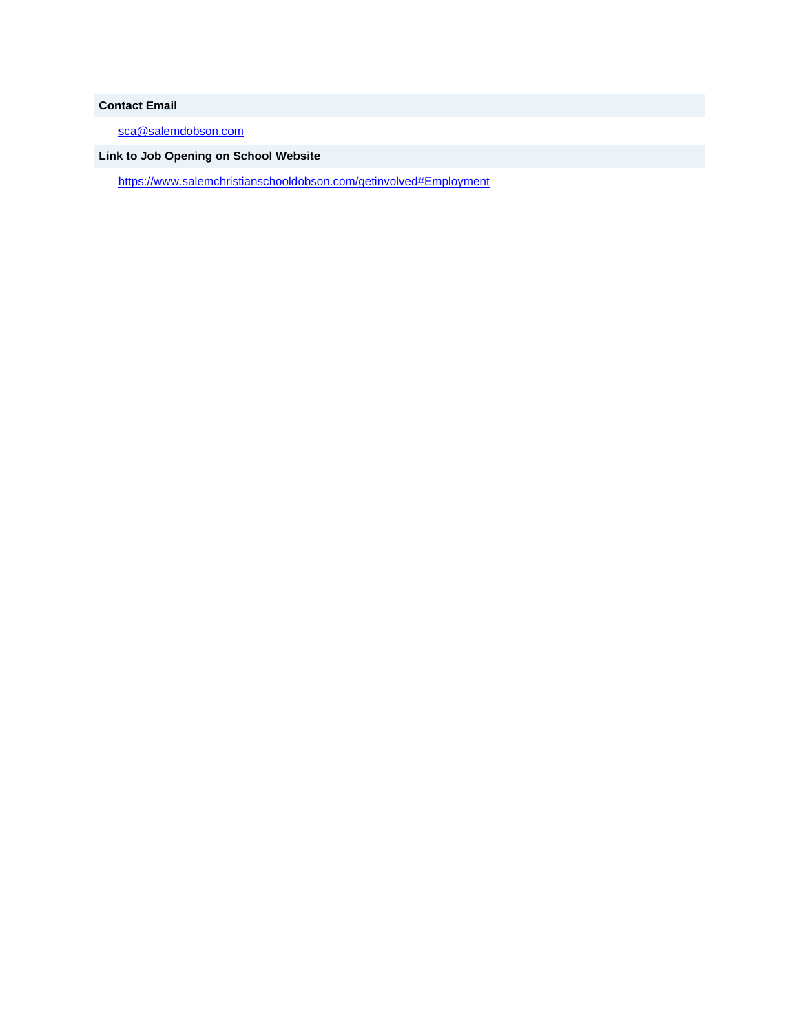**Contact Email**

sca@salemdobson.com

**Link to Job Opening on School Website**

https://www.salemchristianschooldobson.com/getinvolved#Employment